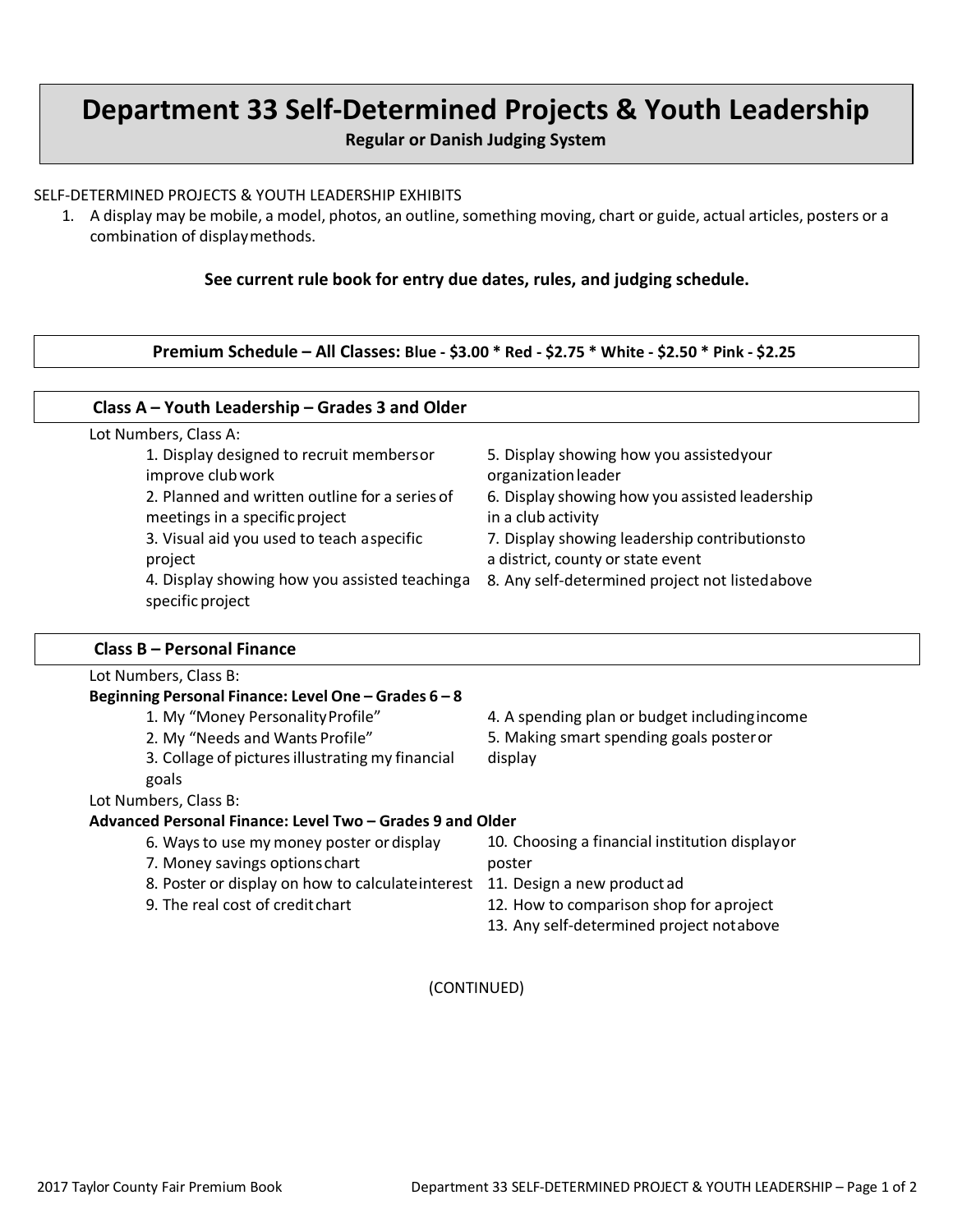# Department 33 Self-Determined Projects & Youth Leadership

**Regular or Danish Judging System**

SELF-DETERMINED PROJECTS & YOUTH LEADERSHIP EXHIBITS

1. A display may be mobile, a model, photos, an outline, something moving, chart or guide, actual articles, posters or a combination of display methods.

**See current rule book for entry due dates, rules, and judging schedule.**

**Premium Schedule – All Classes: Blue - $3.00 * Red - $2.75 * White - $2.50 * Pink - $2.25**

## Class A – Youth Leadership – Grades 3 and Older

Lot Numbers, Class A:

1. Display designed to recruit members or improve club work
2. Planned and written outline for a series of meetings in a specific project
3. Visual aid you used to teach a specific project
4. Display showing how you assisted teaching a specific project
5. Display showing how you assisted your organization leader
6. Display showing how you assisted leadership in a club activity
7. Display showing leadership contributions to a district, county or state event
8. Any self-determined project not listed above

## Class B – Personal Finance

Lot Numbers, Class B:

**Beginning Personal Finance: Level One – Grades 6 – 8**

1. My "Money Personality Profile"
2. My "Needs and Wants Profile"
3. Collage of pictures illustrating my financial goals
4. A spending plan or budget including income
5. Making smart spending goals poster or display

Lot Numbers, Class B:

**Advanced Personal Finance: Level Two – Grades 9 and Older**

6. Ways to use my money poster or display
7. Money savings options chart
8. Poster or display on how to calculate interest
9. The real cost of credit chart
10. Choosing a financial institution display or poster
11. Design a new product ad
12. How to comparison shop for a project
13. Any self-determined project not above

(CONTINUED)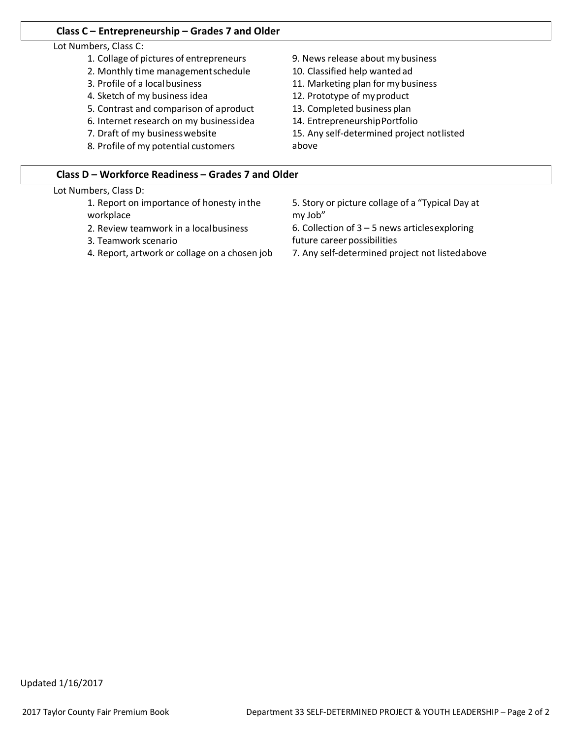### Class C – Entrepreneurship – Grades 7 and Older

Lot Numbers, Class C:

1. Collage of pictures of entrepreneurs
2. Monthly time management schedule
3. Profile of a local business
4. Sketch of my business idea
5. Contrast and comparison of a product
6. Internet research on my business idea
7. Draft of my business website
8. Profile of my potential customers
9. News release about my business
10. Classified help wanted ad
11. Marketing plan for my business
12. Prototype of my product
13. Completed business plan
14. Entrepreneurship Portfolio
15. Any self-determined project not listed above

### Class D – Workforce Readiness – Grades 7 and Older

Lot Numbers, Class D:

1. Report on importance of honesty in the workplace
2. Review teamwork in a local business
3. Teamwork scenario
4. Report, artwork or collage on a chosen job
5. Story or picture collage of a "Typical Day at my Job"
6. Collection of 3 – 5 news articles exploring future career possibilities
7. Any self-determined project not listed above

Updated 1/16/2017